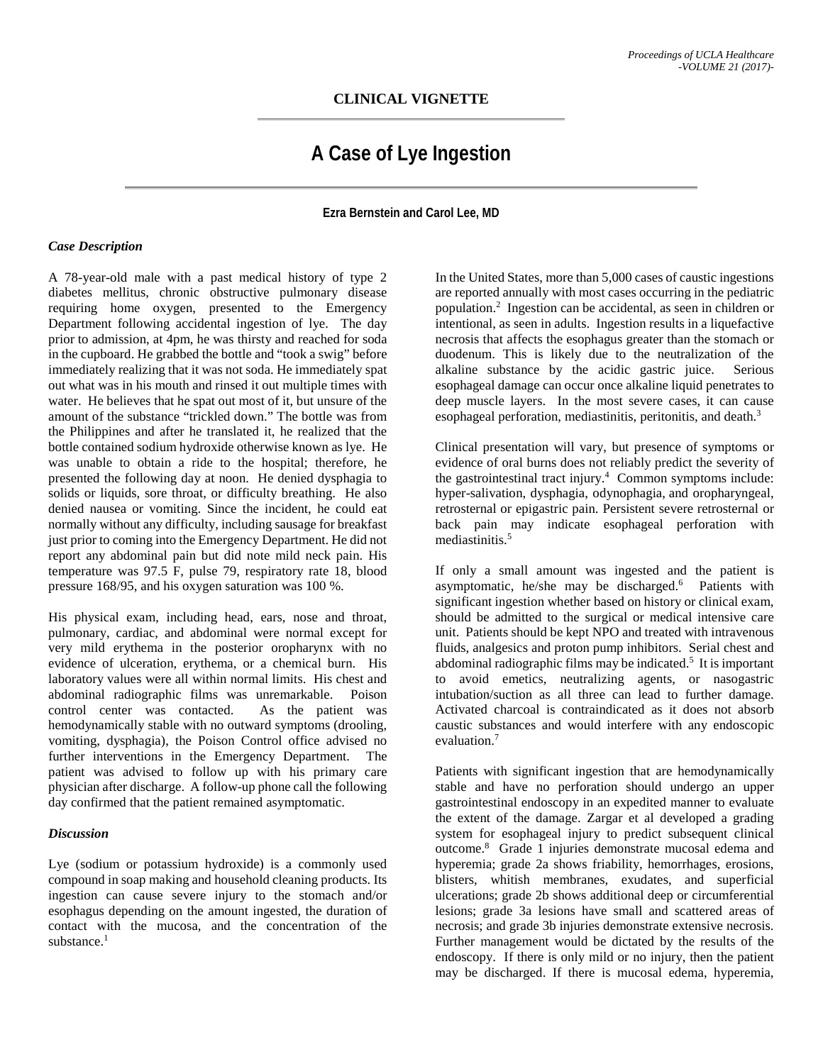## CLINICAL VIGNETTE

# A Case of Lye Ingestion

**Ezra Bernstein and Carol Lee, MD**

### *Case Description*

A 78-year-old male with a past medical history of type 2 diabetes mellitus, chronic obstructive pulmonary disease requiring home oxygen, presented to the Emergency Department following accidental ingestion of lye. The day prior to admission, at 4pm, he was thirsty and reached for soda in the cupboard. He grabbed the bottle and "took a swig" before immediately realizing that it was not soda. He immediately spat out what was in his mouth and rinsed it out multiple times with water. He believes that he spat out most of it, but unsure of the amount of the substance "trickled down." The bottle was from the Philippines and after he translated it, he realized that the bottle contained sodium hydroxide otherwise known as lye. He was unable to obtain a ride to the hospital; therefore, he presented the following day at noon. He denied dysphagia to solids or liquids, sore throat, or difficulty breathing. He also denied nausea or vomiting. Since the incident, he could eat normally without any difficulty, including sausage for breakfast just prior to coming into the Emergency Department. He did not report any abdominal pain but did note mild neck pain. His temperature was 97.5 F, pulse 79, respiratory rate 18, blood pressure 168/95, and his oxygen saturation was 100 %.

His physical exam, including head, ears, nose and throat, pulmonary, cardiac, and abdominal were normal except for very mild erythema in the posterior oropharynx with no evidence of ulceration, erythema, or a chemical burn. His laboratory values were all within normal limits. His chest and abdominal radiographic films was unremarkable. Poison control center was contacted. As the patient was hemodynamically stable with no outward symptoms (drooling, vomiting, dysphagia), the Poison Control office advised no further interventions in the Emergency Department. The patient was advised to follow up with his primary care physician after discharge. A follow-up phone call the following day confirmed that the patient remained asymptomatic.

### *Discussion*

Lye (sodium or potassium hydroxide) is a commonly used compound in soap making and household cleaning products. Its ingestion can cause severe injury to the stomach and/or esophagus depending on the amount ingested, the duration of contact with the mucosa, and the concentration of the substance.[1]

In the United States, more than 5,000 cases of caustic ingestions are reported annually with most cases occurring in the pediatric population.[2] Ingestion can be accidental, as seen in children or intentional, as seen in adults. Ingestion results in a liquefactive necrosis that affects the esophagus greater than the stomach or duodenum. This is likely due to the neutralization of the alkaline substance by the acidic gastric juice. Serious esophageal damage can occur once alkaline liquid penetrates to deep muscle layers. In the most severe cases, it can cause esophageal perforation, mediastinitis, peritonitis, and death.[3]

Clinical presentation will vary, but presence of symptoms or evidence of oral burns does not reliably predict the severity of the gastrointestinal tract injury.[4] Common symptoms include: hyper-salivation, dysphagia, odynophagia, and oropharyngeal, retrosternal or epigastric pain. Persistent severe retrosternal or back pain may indicate esophageal perforation with mediastinitis.[5]

If only a small amount was ingested and the patient is asymptomatic, he/she may be discharged.[6] Patients with significant ingestion whether based on history or clinical exam, should be admitted to the surgical or medical intensive care unit. Patients should be kept NPO and treated with intravenous fluids, analgesics and proton pump inhibitors. Serial chest and abdominal radiographic films may be indicated.[5] It is important to avoid emetics, neutralizing agents, or nasogastric intubation/suction as all three can lead to further damage. Activated charcoal is contraindicated as it does not absorb caustic substances and would interfere with any endoscopic evaluation.[7]

Patients with significant ingestion that are hemodynamically stable and have no perforation should undergo an upper gastrointestinal endoscopy in an expedited manner to evaluate the extent of the damage. Zargar et al developed a grading system for esophageal injury to predict subsequent clinical outcome.[8] Grade 1 injuries demonstrate mucosal edema and hyperemia; grade 2a shows friability, hemorrhages, erosions, blisters, whitish membranes, exudates, and superficial ulcerations; grade 2b shows additional deep or circumferential lesions; grade 3a lesions have small and scattered areas of necrosis; and grade 3b injuries demonstrate extensive necrosis. Further management would be dictated by the results of the endoscopy. If there is only mild or no injury, then the patient may be discharged. If there is mucosal edema, hyperemia,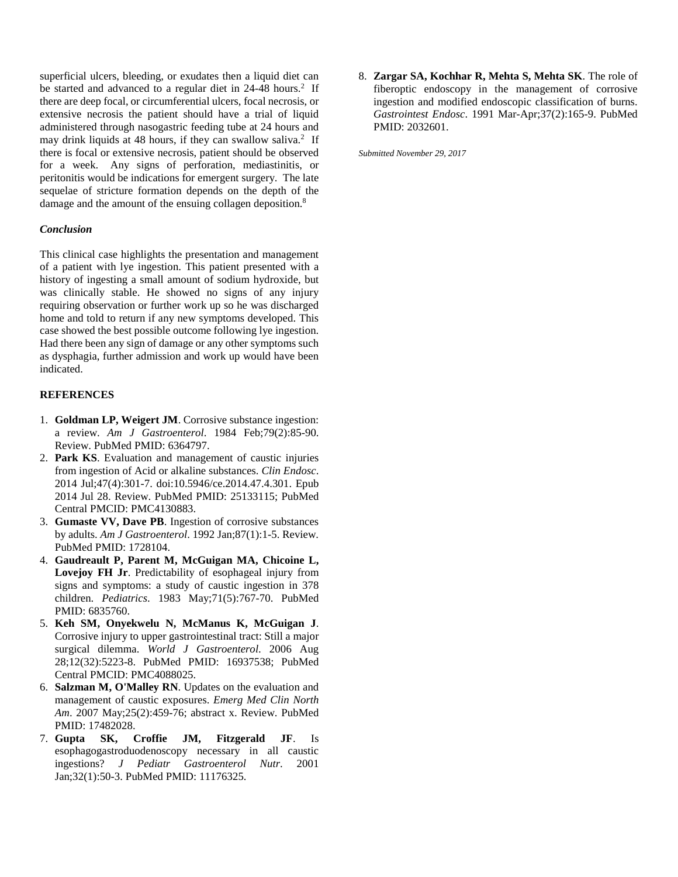superficial ulcers, bleeding, or exudates then a liquid diet can be started and advanced to a regular diet in 24-48 hours.[2] If there are deep focal, or circumferential ulcers, focal necrosis, or extensive necrosis the patient should have a trial of liquid administered through nasogastric feeding tube at 24 hours and may drink liquids at 48 hours, if they can swallow saliva.[2] If there is focal or extensive necrosis, patient should be observed for a week. Any signs of perforation, mediastinitis, or peritonitis would be indications for emergent surgery. The late sequelae of stricture formation depends on the depth of the damage and the amount of the ensuing collagen deposition.[8]

### *Conclusion*

This clinical case highlights the presentation and management of a patient with lye ingestion. This patient presented with a history of ingesting a small amount of sodium hydroxide, but was clinically stable. He showed no signs of any injury requiring observation or further work up so he was discharged home and told to return if any new symptoms developed. This case showed the best possible outcome following lye ingestion. Had there been any sign of damage or any other symptoms such as dysphagia, further admission and work up would have been indicated.

## REFERENCES

1. **Goldman LP, Weigert JM**. Corrosive substance ingestion: a review. *Am J Gastroenterol*. 1984 Feb;79(2):85-90. Review. PubMed PMID: 6364797.
2. **Park KS**. Evaluation and management of caustic injuries from ingestion of Acid or alkaline substances. *Clin Endosc*. 2014 Jul;47(4):301-7. doi:10.5946/ce.2014.47.4.301. Epub 2014 Jul 28. Review. PubMed PMID: 25133115; PubMed Central PMCID: PMC4130883.
3. **Gumaste VV, Dave PB**. Ingestion of corrosive substances by adults. *Am J Gastroenterol*. 1992 Jan;87(1):1-5. Review. PubMed PMID: 1728104.
4. **Gaudreault P, Parent M, McGuigan MA, Chicoine L, Lovejoy FH Jr**. Predictability of esophageal injury from signs and symptoms: a study of caustic ingestion in 378 children. *Pediatrics*. 1983 May;71(5):767-70. PubMed PMID: 6835760.
5. **Keh SM, Onyekwelu N, McManus K, McGuigan J**. Corrosive injury to upper gastrointestinal tract: Still a major surgical dilemma. *World J Gastroenterol*. 2006 Aug 28;12(32):5223-8. PubMed PMID: 16937538; PubMed Central PMCID: PMC4088025.
6. **Salzman M, O'Malley RN**. Updates on the evaluation and management of caustic exposures. *Emerg Med Clin North Am*. 2007 May;25(2):459-76; abstract x. Review. PubMed PMID: 17482028.
7. **Gupta SK, Croffie JM, Fitzgerald JF**. Is esophagogastroduodenoscopy necessary in all caustic ingestions? *J Pediatr Gastroenterol Nutr*. 2001 Jan;32(1):50-3. PubMed PMID: 11176325.
8. **Zargar SA, Kochhar R, Mehta S, Mehta SK**. The role of fiberoptic endoscopy in the management of corrosive ingestion and modified endoscopic classification of burns. *Gastrointest Endosc*. 1991 Mar-Apr;37(2):165-9. PubMed PMID: 2032601.

*Submitted November 29, 2017*